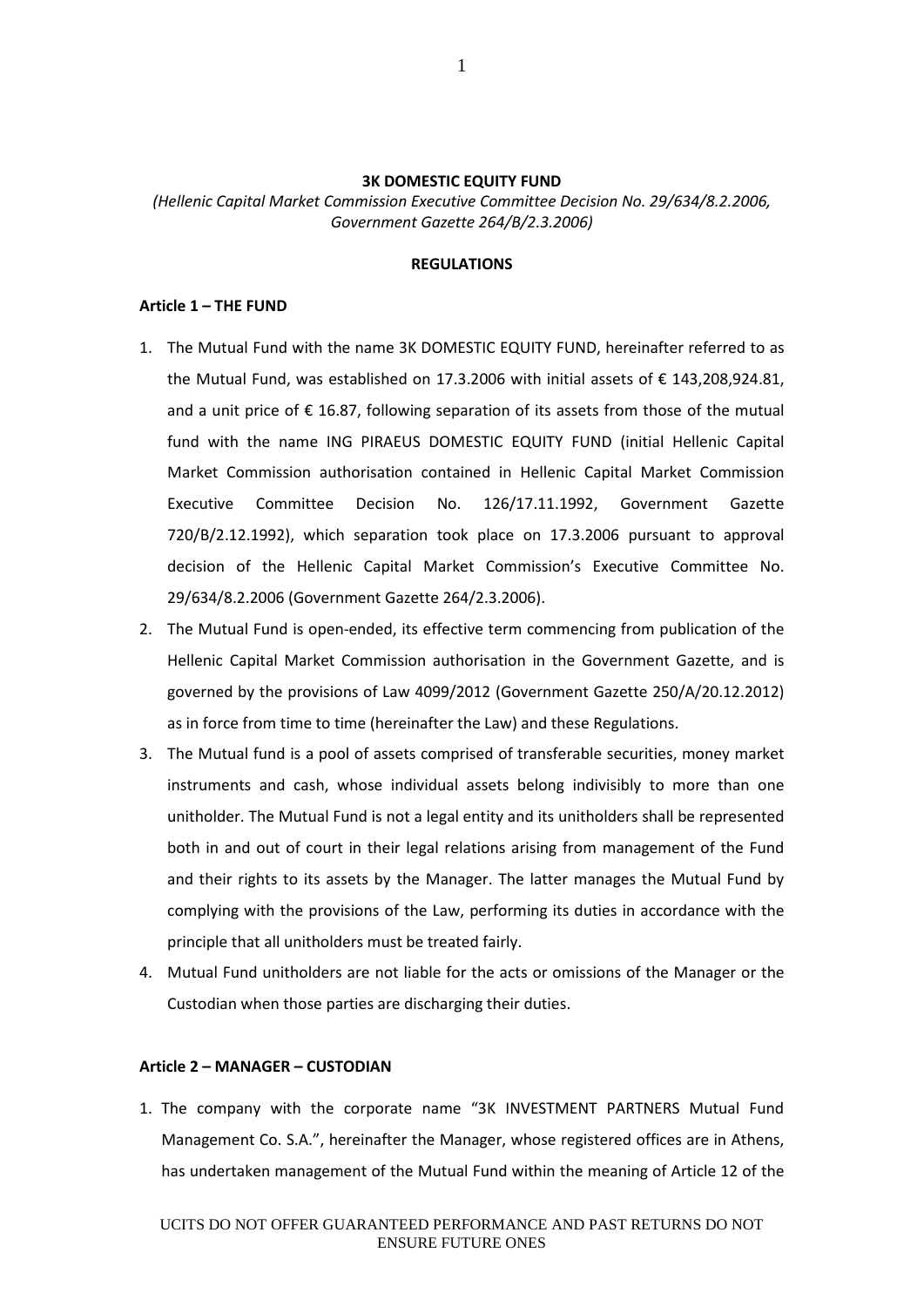**3K DOMESTIC EQUITY FUND**

*(Hellenic Capital Market Commission Executive Committee Decision No. 29/634/8.2.2006, Government Gazette 264/B/2.3.2006)*

**REGULATIONS**

**Article 1 – THE FUND**

1. The Mutual Fund with the name 3K DOMESTIC EQUITY FUND, hereinafter referred to as the Mutual Fund, was established on 17.3.2006 with initial assets of € 143,208,924.81, and a unit price of € 16.87, following separation of its assets from those of the mutual fund with the name ING PIRAEUS DOMESTIC EQUITY FUND (initial Hellenic Capital Market Commission authorisation contained in Hellenic Capital Market Commission Executive Committee Decision No. 126/17.11.1992, Government Gazette 720/B/2.12.1992), which separation took place on 17.3.2006 pursuant to approval decision of the Hellenic Capital Market Commission's Executive Committee No. 29/634/8.2.2006 (Government Gazette 264/2.3.2006).
2. The Mutual Fund is open-ended, its effective term commencing from publication of the Hellenic Capital Market Commission authorisation in the Government Gazette, and is governed by the provisions of Law 4099/2012 (Government Gazette 250/A/20.12.2012) as in force from time to time (hereinafter the Law) and these Regulations.
3. The Mutual fund is a pool of assets comprised of transferable securities, money market instruments and cash, whose individual assets belong indivisibly to more than one unitholder. The Mutual Fund is not a legal entity and its unitholders shall be represented both in and out of court in their legal relations arising from management of the Fund and their rights to its assets by the Manager. The latter manages the Mutual Fund by complying with the provisions of the Law, performing its duties in accordance with the principle that all unitholders must be treated fairly.
4. Mutual Fund unitholders are not liable for the acts or omissions of the Manager or the Custodian when those parties are discharging their duties.

**Article 2 – MANAGER – CUSTODIAN**

1. The company with the corporate name "3K INVESTMENT PARTNERS Mutual Fund Management Co. S.A.", hereinafter the Manager, whose registered offices are in Athens, has undertaken management of the Mutual Fund within the meaning of Article 12 of the

UCITS DO NOT OFFER GUARANTEED PERFORMANCE AND PAST RETURNS DO NOT ENSURE FUTURE ONES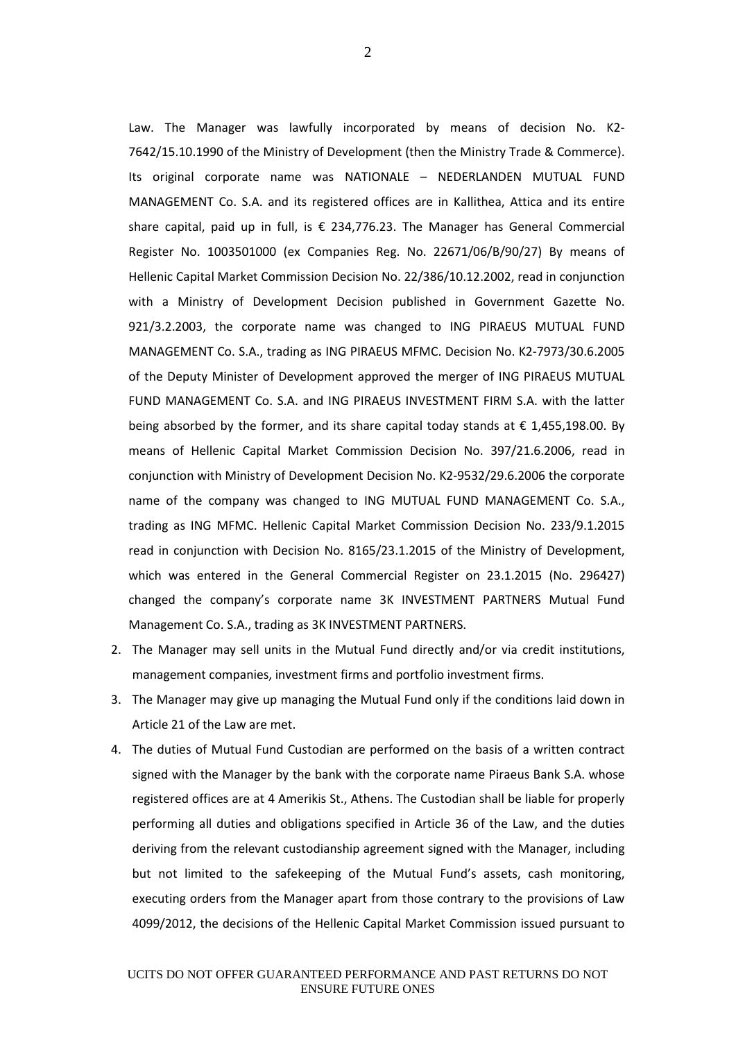Law. The Manager was lawfully incorporated by means of decision No. K2-7642/15.10.1990 of the Ministry of Development (then the Ministry Trade & Commerce). Its original corporate name was NATIONALE – NEDERLANDEN MUTUAL FUND MANAGEMENT Co. S.A. and its registered offices are in Kallithea, Attica and its entire share capital, paid up in full, is € 234,776.23. The Manager has General Commercial Register No. 1003501000 (ex Companies Reg. No. 22671/06/B/90/27) By means of Hellenic Capital Market Commission Decision No. 22/386/10.12.2002, read in conjunction with a Ministry of Development Decision published in Government Gazette No. 921/3.2.2003, the corporate name was changed to ING PIRAEUS MUTUAL FUND MANAGEMENT Co. S.A., trading as ING PIRAEUS MFMC. Decision No. K2-7973/30.6.2005 of the Deputy Minister of Development approved the merger of ING PIRAEUS MUTUAL FUND MANAGEMENT Co. S.A. and ING PIRAEUS INVESTMENT FIRM S.A. with the latter being absorbed by the former, and its share capital today stands at € 1,455,198.00. By means of Hellenic Capital Market Commission Decision No. 397/21.6.2006, read in conjunction with Ministry of Development Decision No. K2-9532/29.6.2006 the corporate name of the company was changed to ING MUTUAL FUND MANAGEMENT Co. S.A., trading as ING MFMC. Hellenic Capital Market Commission Decision No. 233/9.1.2015 read in conjunction with Decision No. 8165/23.1.2015 of the Ministry of Development, which was entered in the General Commercial Register on 23.1.2015 (No. 296427) changed the company's corporate name 3K INVESTMENT PARTNERS Mutual Fund Management Co. S.A., trading as 3K INVESTMENT PARTNERS.

2. The Manager may sell units in the Mutual Fund directly and/or via credit institutions, management companies, investment firms and portfolio investment firms.
3. The Manager may give up managing the Mutual Fund only if the conditions laid down in Article 21 of the Law are met.
4. The duties of Mutual Fund Custodian are performed on the basis of a written contract signed with the Manager by the bank with the corporate name Piraeus Bank S.A. whose registered offices are at 4 Amerikis St., Athens. The Custodian shall be liable for properly performing all duties and obligations specified in Article 36 of the Law, and the duties deriving from the relevant custodianship agreement signed with the Manager, including but not limited to the safekeeping of the Mutual Fund's assets, cash monitoring, executing orders from the Manager apart from those contrary to the provisions of Law 4099/2012, the decisions of the Hellenic Capital Market Commission issued pursuant to

UCITS DO NOT OFFER GUARANTEED PERFORMANCE AND PAST RETURNS DO NOT ENSURE FUTURE ONES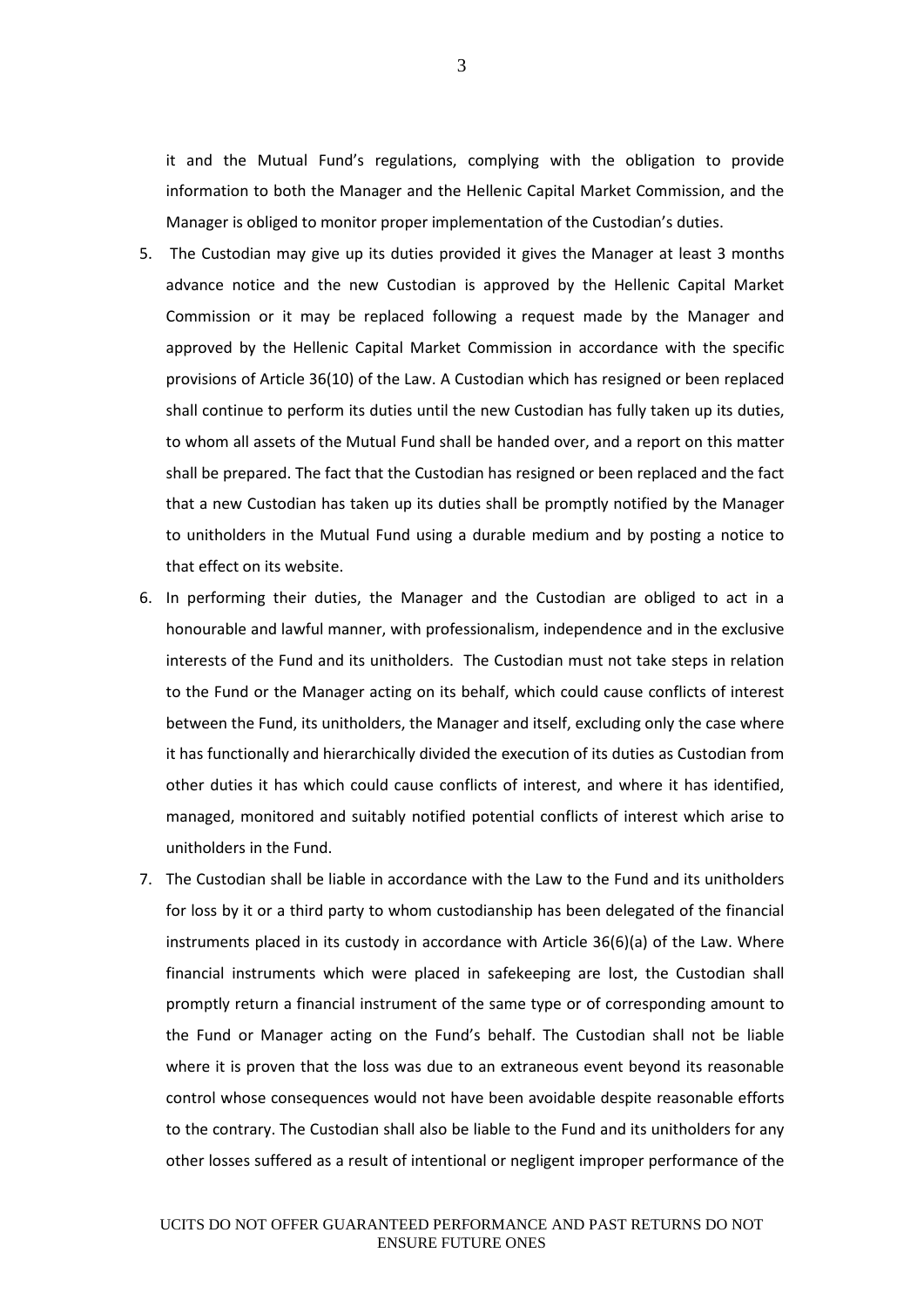it and the Mutual Fund's regulations, complying with the obligation to provide information to both the Manager and the Hellenic Capital Market Commission, and the Manager is obliged to monitor proper implementation of the Custodian's duties.

5. The Custodian may give up its duties provided it gives the Manager at least 3 months advance notice and the new Custodian is approved by the Hellenic Capital Market Commission or it may be replaced following a request made by the Manager and approved by the Hellenic Capital Market Commission in accordance with the specific provisions of Article 36(10) of the Law. A Custodian which has resigned or been replaced shall continue to perform its duties until the new Custodian has fully taken up its duties, to whom all assets of the Mutual Fund shall be handed over, and a report on this matter shall be prepared. The fact that the Custodian has resigned or been replaced and the fact that a new Custodian has taken up its duties shall be promptly notified by the Manager to unitholders in the Mutual Fund using a durable medium and by posting a notice to that effect on its website.
6. In performing their duties, the Manager and the Custodian are obliged to act in a honourable and lawful manner, with professionalism, independence and in the exclusive interests of the Fund and its unitholders. The Custodian must not take steps in relation to the Fund or the Manager acting on its behalf, which could cause conflicts of interest between the Fund, its unitholders, the Manager and itself, excluding only the case where it has functionally and hierarchically divided the execution of its duties as Custodian from other duties it has which could cause conflicts of interest, and where it has identified, managed, monitored and suitably notified potential conflicts of interest which arise to unitholders in the Fund.
7. The Custodian shall be liable in accordance with the Law to the Fund and its unitholders for loss by it or a third party to whom custodianship has been delegated of the financial instruments placed in its custody in accordance with Article 36(6)(a) of the Law. Where financial instruments which were placed in safekeeping are lost, the Custodian shall promptly return a financial instrument of the same type or of corresponding amount to the Fund or Manager acting on the Fund's behalf. The Custodian shall not be liable where it is proven that the loss was due to an extraneous event beyond its reasonable control whose consequences would not have been avoidable despite reasonable efforts to the contrary. The Custodian shall also be liable to the Fund and its unitholders for any other losses suffered as a result of intentional or negligent improper performance of the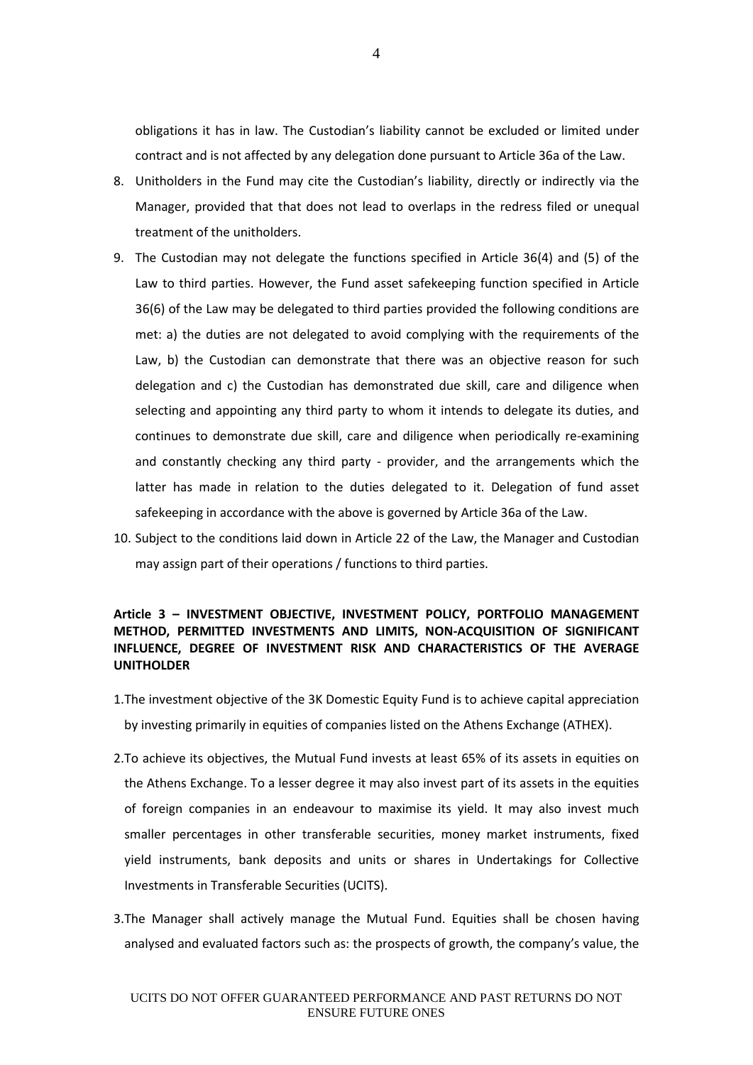obligations it has in law. The Custodian's liability cannot be excluded or limited under contract and is not affected by any delegation done pursuant to Article 36a of the Law.

8. Unitholders in the Fund may cite the Custodian's liability, directly or indirectly via the Manager, provided that that does not lead to overlaps in the redress filed or unequal treatment of the unitholders.
9. The Custodian may not delegate the functions specified in Article 36(4) and (5) of the Law to third parties. However, the Fund asset safekeeping function specified in Article 36(6) of the Law may be delegated to third parties provided the following conditions are met: a) the duties are not delegated to avoid complying with the requirements of the Law, b) the Custodian can demonstrate that there was an objective reason for such delegation and c) the Custodian has demonstrated due skill, care and diligence when selecting and appointing any third party to whom it intends to delegate its duties, and continues to demonstrate due skill, care and diligence when periodically re-examining and constantly checking any third party - provider, and the arrangements which the latter has made in relation to the duties delegated to it. Delegation of fund asset safekeeping in accordance with the above is governed by Article 36a of the Law.
10. Subject to the conditions laid down in Article 22 of the Law, the Manager and Custodian may assign part of their operations / functions to third parties.

**Article 3 – INVESTMENT OBJECTIVE, INVESTMENT POLICY, PORTFOLIO MANAGEMENT METHOD, PERMITTED INVESTMENTS AND LIMITS, NON-ACQUISITION OF SIGNIFICANT INFLUENCE, DEGREE OF INVESTMENT RISK AND CHARACTERISTICS OF THE AVERAGE UNITHOLDER**

1. The investment objective of the 3K Domestic Equity Fund is to achieve capital appreciation by investing primarily in equities of companies listed on the Athens Exchange (ATHEX).
2. To achieve its objectives, the Mutual Fund invests at least 65% of its assets in equities on the Athens Exchange. To a lesser degree it may also invest part of its assets in the equities of foreign companies in an endeavour to maximise its yield. It may also invest much smaller percentages in other transferable securities, money market instruments, fixed yield instruments, bank deposits and units or shares in Undertakings for Collective Investments in Transferable Securities (UCITS).
3. The Manager shall actively manage the Mutual Fund. Equities shall be chosen having analysed and evaluated factors such as: the prospects of growth, the company's value, the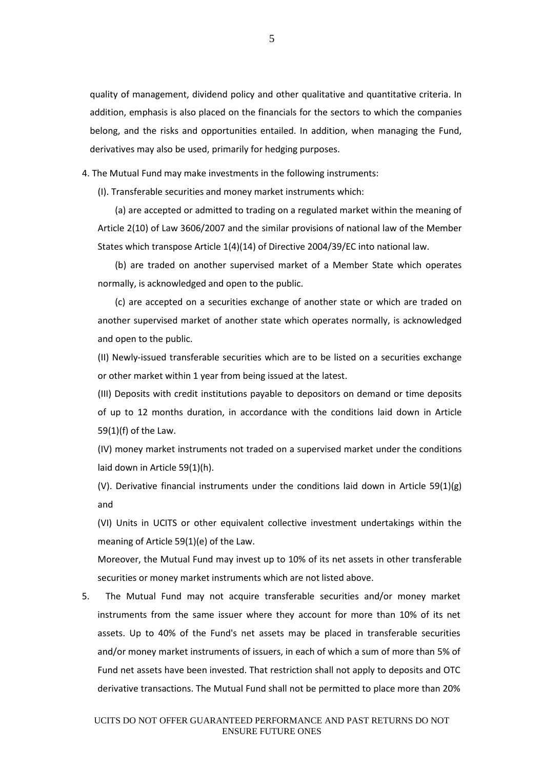quality of management, dividend policy and other qualitative and quantitative criteria. In addition, emphasis is also placed on the financials for the sectors to which the companies belong, and the risks and opportunities entailed. In addition, when managing the Fund, derivatives may also be used, primarily for hedging purposes.

4. The Mutual Fund may make investments in the following instruments:

(I). Transferable securities and money market instruments which:

(a) are accepted or admitted to trading on a regulated market within the meaning of Article 2(10) of Law 3606/2007 and the similar provisions of national law of the Member States which transpose Article 1(4)(14) of Directive 2004/39/EC into national law.

(b) are traded on another supervised market of a Member State which operates normally, is acknowledged and open to the public.

(c) are accepted on a securities exchange of another state or which are traded on another supervised market of another state which operates normally, is acknowledged and open to the public.

(II) Newly-issued transferable securities which are to be listed on a securities exchange or other market within 1 year from being issued at the latest.

(III) Deposits with credit institutions payable to depositors on demand or time deposits of up to 12 months duration, in accordance with the conditions laid down in Article 59(1)(f) of the Law.

(IV) money market instruments not traded on a supervised market under the conditions laid down in Article 59(1)(h).

(V). Derivative financial instruments under the conditions laid down in Article 59(1)(g) and

(VI) Units in UCITS or other equivalent collective investment undertakings within the meaning of Article 59(1)(e) of the Law.

Moreover, the Mutual Fund may invest up to 10% of its net assets in other transferable securities or money market instruments which are not listed above.

5. The Mutual Fund may not acquire transferable securities and/or money market instruments from the same issuer where they account for more than 10% of its net assets. Up to 40% of the Fund's net assets may be placed in transferable securities and/or money market instruments of issuers, in each of which a sum of more than 5% of Fund net assets have been invested. That restriction shall not apply to deposits and OTC derivative transactions. The Mutual Fund shall not be permitted to place more than 20%

UCITS DO NOT OFFER GUARANTEED PERFORMANCE AND PAST RETURNS DO NOT ENSURE FUTURE ONES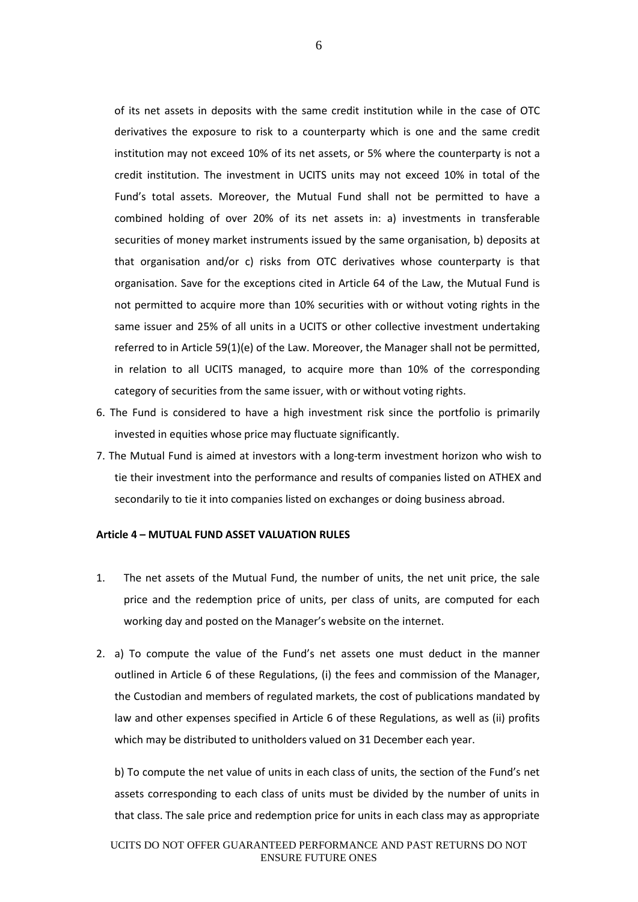of its net assets in deposits with the same credit institution while in the case of OTC derivatives the exposure to risk to a counterparty which is one and the same credit institution may not exceed 10% of its net assets, or 5% where the counterparty is not a credit institution. The investment in UCITS units may not exceed 10% in total of the Fund's total assets. Moreover, the Mutual Fund shall not be permitted to have a combined holding of over 20% of its net assets in: a) investments in transferable securities of money market instruments issued by the same organisation, b) deposits at that organisation and/or c) risks from OTC derivatives whose counterparty is that organisation. Save for the exceptions cited in Article 64 of the Law, the Mutual Fund is not permitted to acquire more than 10% securities with or without voting rights in the same issuer and 25% of all units in a UCITS or other collective investment undertaking referred to in Article 59(1)(e) of the Law. Moreover, the Manager shall not be permitted, in relation to all UCITS managed, to acquire more than 10% of the corresponding category of securities from the same issuer, with or without voting rights.

6. The Fund is considered to have a high investment risk since the portfolio is primarily invested in equities whose price may fluctuate significantly.
7. The Mutual Fund is aimed at investors with a long-term investment horizon who wish to tie their investment into the performance and results of companies listed on ATHEX and secondarily to tie it into companies listed on exchanges or doing business abroad.

**Article 4 – MUTUAL FUND ASSET VALUATION RULES**

1. The net assets of the Mutual Fund, the number of units, the net unit price, the sale price and the redemption price of units, per class of units, are computed for each working day and posted on the Manager's website on the internet.

2. a) To compute the value of the Fund's net assets one must deduct in the manner outlined in Article 6 of these Regulations, (i) the fees and commission of the Manager, the Custodian and members of regulated markets, the cost of publications mandated by law and other expenses specified in Article 6 of these Regulations, as well as (ii) profits which may be distributed to unitholders valued on 31 December each year.

   b) To compute the net value of units in each class of units, the section of the Fund's net assets corresponding to each class of units must be divided by the number of units in that class. The sale price and redemption price for units in each class may as appropriate

UCITS DO NOT OFFER GUARANTEED PERFORMANCE AND PAST RETURNS DO NOT ENSURE FUTURE ONES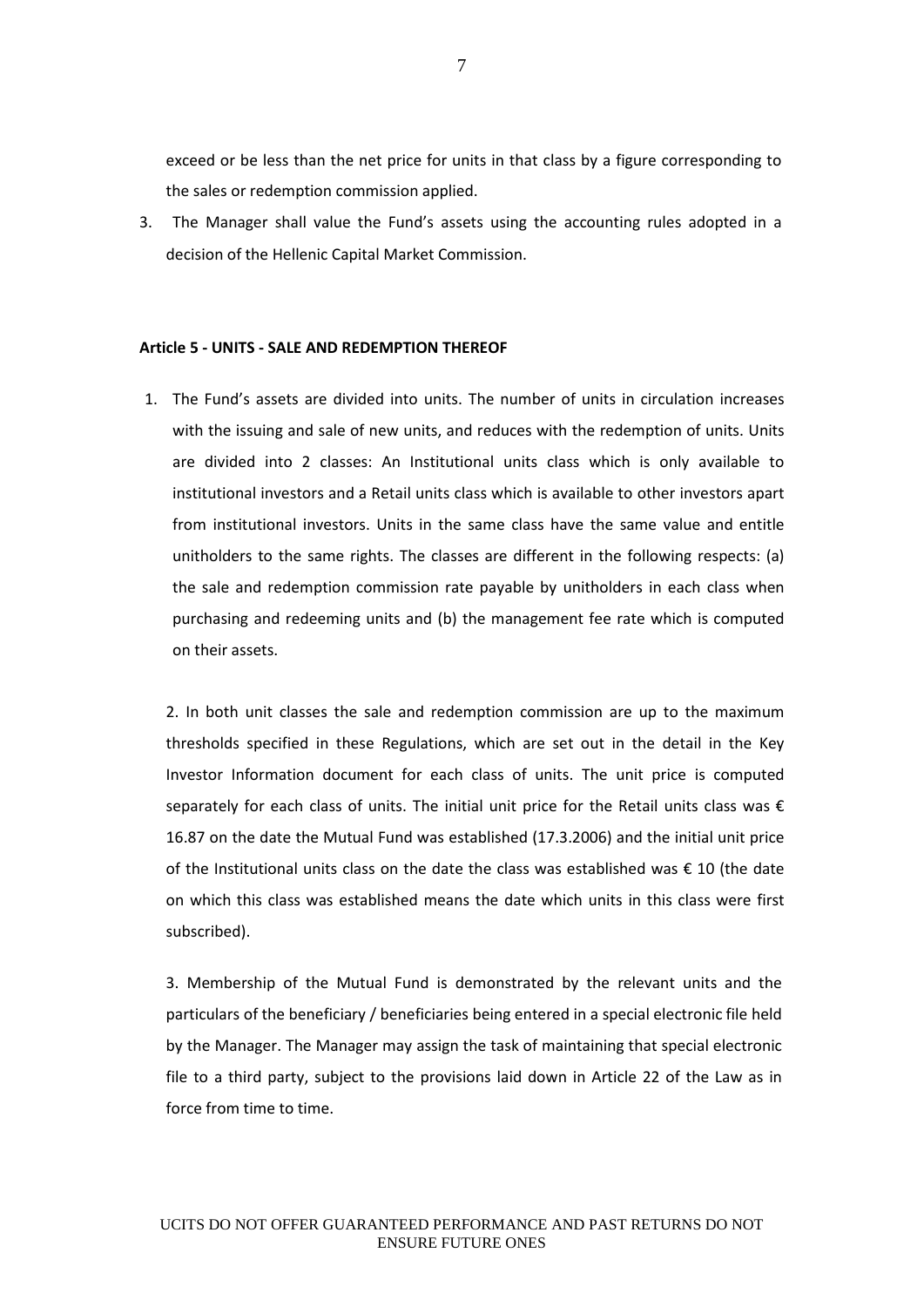exceed or be less than the net price for units in that class by a figure corresponding to the sales or redemption commission applied.

3. The Manager shall value the Fund's assets using the accounting rules adopted in a decision of the Hellenic Capital Market Commission.

**Article 5 - UNITS - SALE AND REDEMPTION THEREOF**

1. The Fund's assets are divided into units. The number of units in circulation increases with the issuing and sale of new units, and reduces with the redemption of units. Units are divided into 2 classes: An Institutional units class which is only available to institutional investors and a Retail units class which is available to other investors apart from institutional investors. Units in the same class have the same value and entitle unitholders to the same rights. The classes are different in the following respects: (a) the sale and redemption commission rate payable by unitholders in each class when purchasing and redeeming units and (b) the management fee rate which is computed on their assets.

2. In both unit classes the sale and redemption commission are up to the maximum thresholds specified in these Regulations, which are set out in the detail in the Key Investor Information document for each class of units. The unit price is computed separately for each class of units. The initial unit price for the Retail units class was € 16.87 on the date the Mutual Fund was established (17.3.2006) and the initial unit price of the Institutional units class on the date the class was established was € 10 (the date on which this class was established means the date which units in this class were first subscribed).

3. Membership of the Mutual Fund is demonstrated by the relevant units and the particulars of the beneficiary / beneficiaries being entered in a special electronic file held by the Manager. The Manager may assign the task of maintaining that special electronic file to a third party, subject to the provisions laid down in Article 22 of the Law as in force from time to time.

UCITS DO NOT OFFER GUARANTEED PERFORMANCE AND PAST RETURNS DO NOT ENSURE FUTURE ONES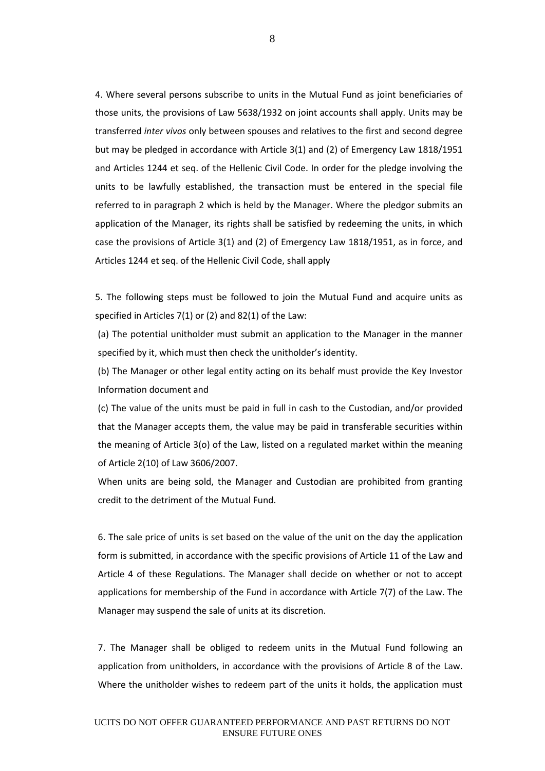4. Where several persons subscribe to units in the Mutual Fund as joint beneficiaries of those units, the provisions of Law 5638/1932 on joint accounts shall apply. Units may be transferred *inter vivos* only between spouses and relatives to the first and second degree but may be pledged in accordance with Article 3(1) and (2) of Emergency Law 1818/1951 and Articles 1244 et seq. of the Hellenic Civil Code. In order for the pledge involving the units to be lawfully established, the transaction must be entered in the special file referred to in paragraph 2 which is held by the Manager. Where the pledgor submits an application of the Manager, its rights shall be satisfied by redeeming the units, in which case the provisions of Article 3(1) and (2) of Emergency Law 1818/1951, as in force, and Articles 1244 et seq. of the Hellenic Civil Code, shall apply

5. The following steps must be followed to join the Mutual Fund and acquire units as specified in Articles 7(1) or (2) and 82(1) of the Law:

(a) The potential unitholder must submit an application to the Manager in the manner specified by it, which must then check the unitholder's identity.

(b) The Manager or other legal entity acting on its behalf must provide the Key Investor Information document and

(c) The value of the units must be paid in full in cash to the Custodian, and/or provided that the Manager accepts them, the value may be paid in transferable securities within the meaning of Article 3(o) of the Law, listed on a regulated market within the meaning of Article 2(10) of Law 3606/2007.

When units are being sold, the Manager and Custodian are prohibited from granting credit to the detriment of the Mutual Fund.

6. The sale price of units is set based on the value of the unit on the day the application form is submitted, in accordance with the specific provisions of Article 11 of the Law and Article 4 of these Regulations. The Manager shall decide on whether or not to accept applications for membership of the Fund in accordance with Article 7(7) of the Law. The Manager may suspend the sale of units at its discretion.

7. The Manager shall be obliged to redeem units in the Mutual Fund following an application from unitholders, in accordance with the provisions of Article 8 of the Law. Where the unitholder wishes to redeem part of the units it holds, the application must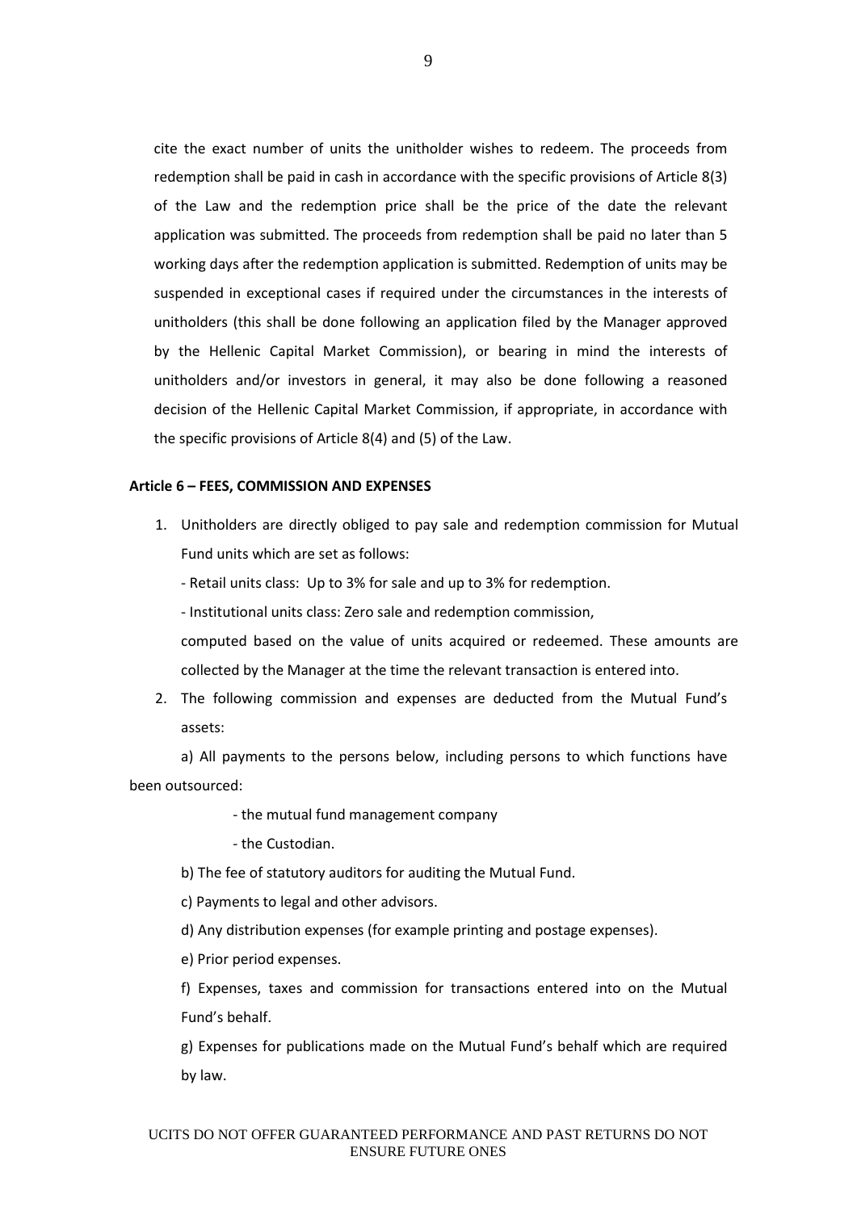cite the exact number of units the unitholder wishes to redeem. The proceeds from redemption shall be paid in cash in accordance with the specific provisions of Article 8(3) of the Law and the redemption price shall be the price of the date the relevant application was submitted. The proceeds from redemption shall be paid no later than 5 working days after the redemption application is submitted. Redemption of units may be suspended in exceptional cases if required under the circumstances in the interests of unitholders (this shall be done following an application filed by the Manager approved by the Hellenic Capital Market Commission), or bearing in mind the interests of unitholders and/or investors in general, it may also be done following a reasoned decision of the Hellenic Capital Market Commission, if appropriate, in accordance with the specific provisions of Article 8(4) and (5) of the Law.

**Article 6 – FEES, COMMISSION AND EXPENSES**

1. Unitholders are directly obliged to pay sale and redemption commission for Mutual Fund units which are set as follows:

   - Retail units class: Up to 3% for sale and up to 3% for redemption.
   - Institutional units class: Zero sale and redemption commission,

   computed based on the value of units acquired or redeemed. These amounts are collected by the Manager at the time the relevant transaction is entered into.

2. The following commission and expenses are deducted from the Mutual Fund's assets:

   a) All payments to the persons below, including persons to which functions have been outsourced:

   - the mutual fund management company
   - the Custodian.

   b) The fee of statutory auditors for auditing the Mutual Fund.

   c) Payments to legal and other advisors.

   d) Any distribution expenses (for example printing and postage expenses).

   e) Prior period expenses.

   f) Expenses, taxes and commission for transactions entered into on the Mutual Fund's behalf.

   g) Expenses for publications made on the Mutual Fund's behalf which are required by law.

UCITS DO NOT OFFER GUARANTEED PERFORMANCE AND PAST RETURNS DO NOT ENSURE FUTURE ONES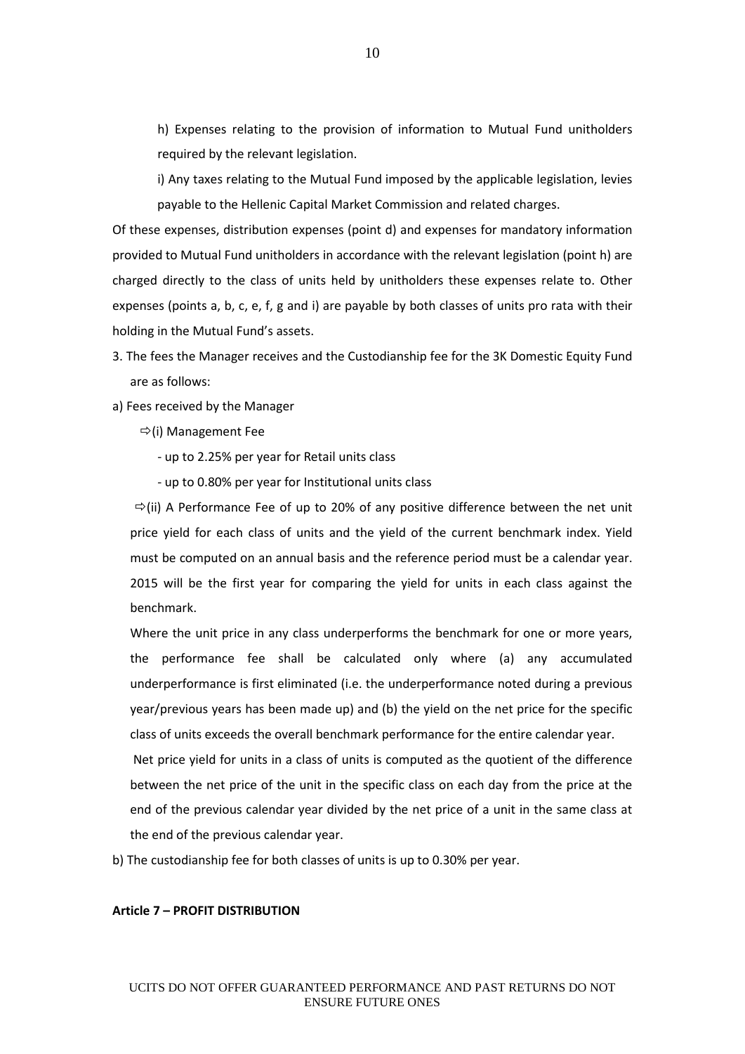h) Expenses relating to the provision of information to Mutual Fund unitholders required by the relevant legislation.

i) Any taxes relating to the Mutual Fund imposed by the applicable legislation, levies payable to the Hellenic Capital Market Commission and related charges.

Of these expenses, distribution expenses (point d) and expenses for mandatory information provided to Mutual Fund unitholders in accordance with the relevant legislation (point h) are charged directly to the class of units held by unitholders these expenses relate to. Other expenses (points a, b, c, e, f, g and i) are payable by both classes of units pro rata with their holding in the Mutual Fund's assets.

3. The fees the Manager receives and the Custodianship fee for the 3K Domestic Equity Fund are as follows:

a) Fees received by the Manager

⇨(i) Management Fee

- up to 2.25% per year for Retail units class
- up to 0.80% per year for Institutional units class

⇨(ii) A Performance Fee of up to 20% of any positive difference between the net unit price yield for each class of units and the yield of the current benchmark index. Yield must be computed on an annual basis and the reference period must be a calendar year. 2015 will be the first year for comparing the yield for units in each class against the benchmark.

Where the unit price in any class underperforms the benchmark for one or more years, the performance fee shall be calculated only where (a) any accumulated underperformance is first eliminated (i.e. the underperformance noted during a previous year/previous years has been made up) and (b) the yield on the net price for the specific class of units exceeds the overall benchmark performance for the entire calendar year.

Net price yield for units in a class of units is computed as the quotient of the difference between the net price of the unit in the specific class on each day from the price at the end of the previous calendar year divided by the net price of a unit in the same class at the end of the previous calendar year.

b) The custodianship fee for both classes of units is up to 0.30% per year.

**Article 7 – PROFIT DISTRIBUTION**

UCITS DO NOT OFFER GUARANTEED PERFORMANCE AND PAST RETURNS DO NOT ENSURE FUTURE ONES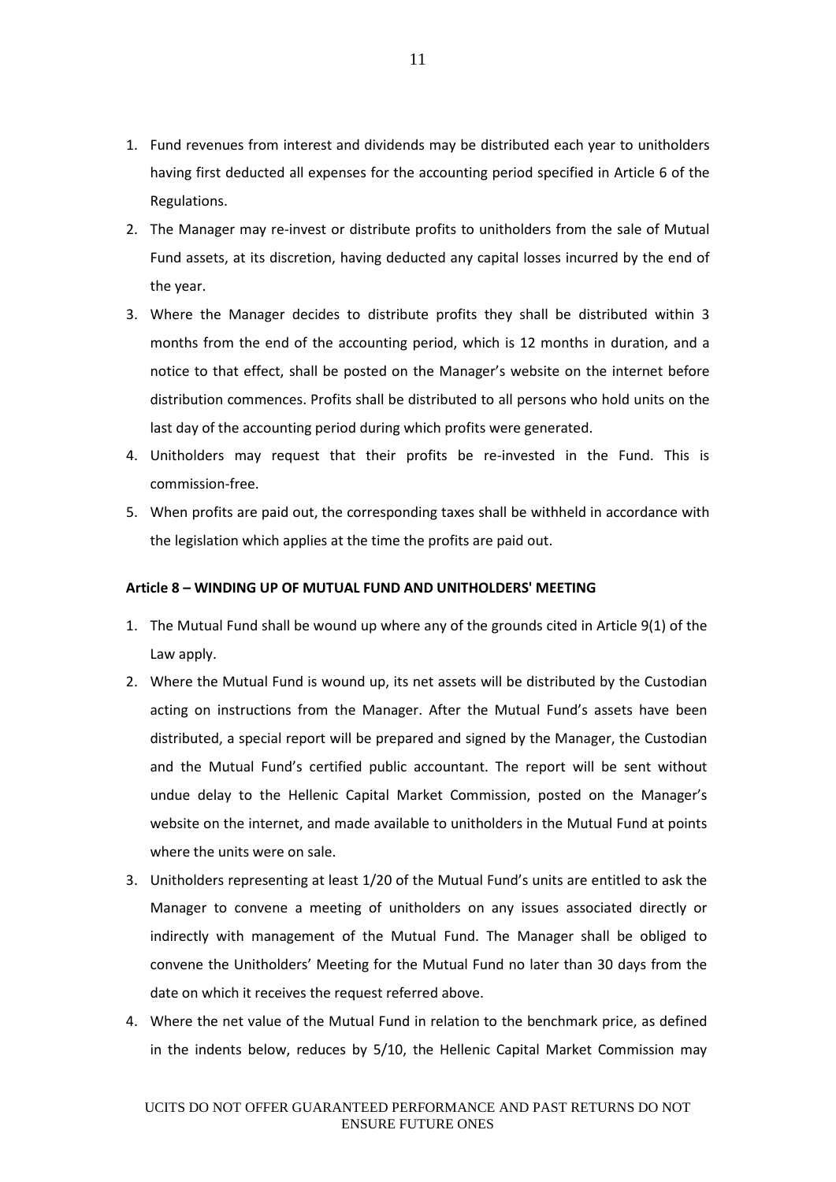1. Fund revenues from interest and dividends may be distributed each year to unitholders having first deducted all expenses for the accounting period specified in Article 6 of the Regulations.
2. The Manager may re-invest or distribute profits to unitholders from the sale of Mutual Fund assets, at its discretion, having deducted any capital losses incurred by the end of the year.
3. Where the Manager decides to distribute profits they shall be distributed within 3 months from the end of the accounting period, which is 12 months in duration, and a notice to that effect, shall be posted on the Manager's website on the internet before distribution commences. Profits shall be distributed to all persons who hold units on the last day of the accounting period during which profits were generated.
4. Unitholders may request that their profits be re-invested in the Fund. This is commission-free.
5. When profits are paid out, the corresponding taxes shall be withheld in accordance with the legislation which applies at the time the profits are paid out.

**Article 8 – WINDING UP OF MUTUAL FUND AND UNITHOLDERS' MEETING**

1. The Mutual Fund shall be wound up where any of the grounds cited in Article 9(1) of the Law apply.
2. Where the Mutual Fund is wound up, its net assets will be distributed by the Custodian acting on instructions from the Manager. After the Mutual Fund's assets have been distributed, a special report will be prepared and signed by the Manager, the Custodian and the Mutual Fund's certified public accountant. The report will be sent without undue delay to the Hellenic Capital Market Commission, posted on the Manager's website on the internet, and made available to unitholders in the Mutual Fund at points where the units were on sale.
3. Unitholders representing at least 1/20 of the Mutual Fund's units are entitled to ask the Manager to convene a meeting of unitholders on any issues associated directly or indirectly with management of the Mutual Fund. The Manager shall be obliged to convene the Unitholders' Meeting for the Mutual Fund no later than 30 days from the date on which it receives the request referred above.
4. Where the net value of the Mutual Fund in relation to the benchmark price, as defined in the indents below, reduces by 5/10, the Hellenic Capital Market Commission may

UCITS DO NOT OFFER GUARANTEED PERFORMANCE AND PAST RETURNS DO NOT ENSURE FUTURE ONES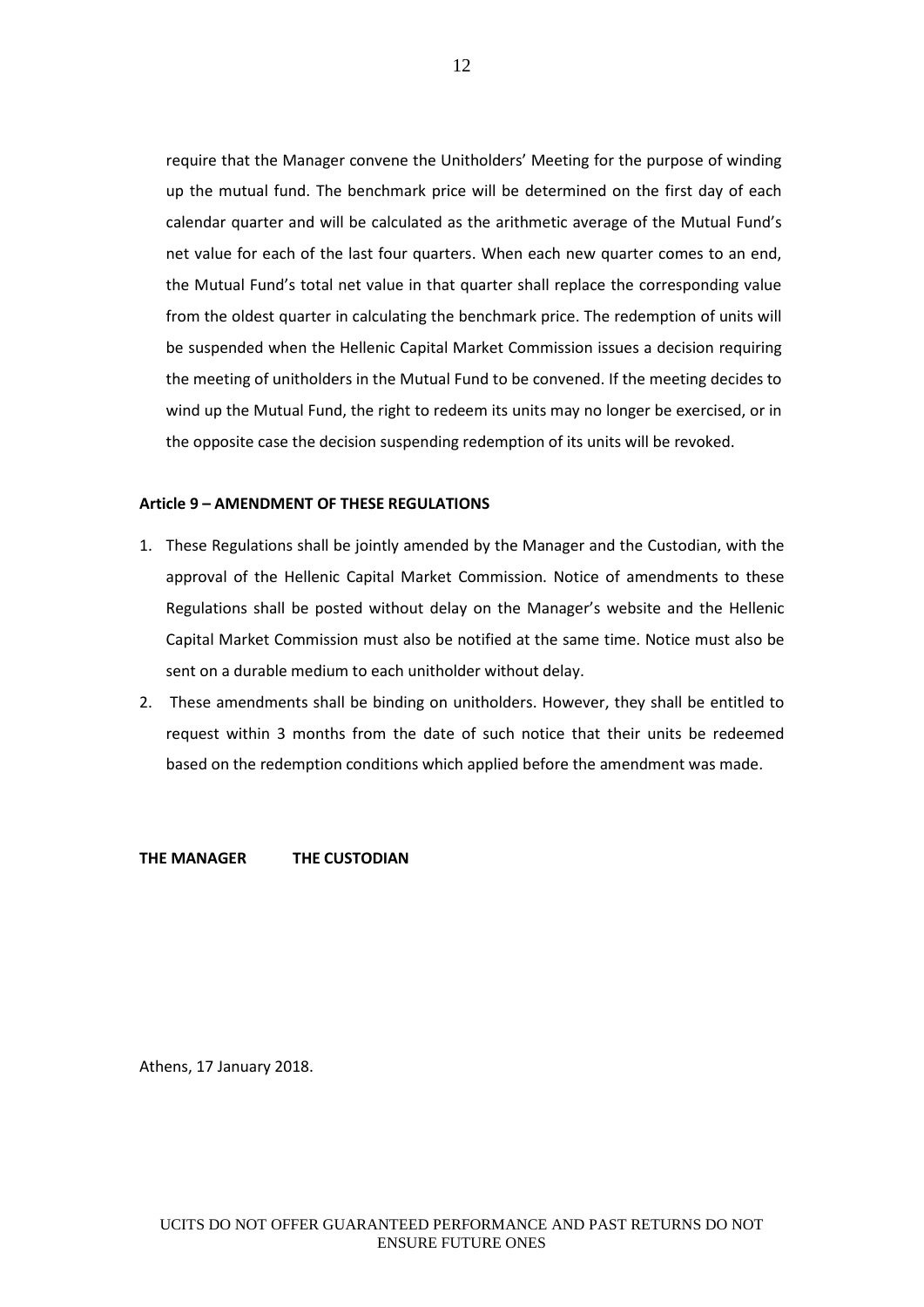require that the Manager convene the Unitholders' Meeting for the purpose of winding up the mutual fund. The benchmark price will be determined on the first day of each calendar quarter and will be calculated as the arithmetic average of the Mutual Fund's net value for each of the last four quarters. When each new quarter comes to an end, the Mutual Fund's total net value in that quarter shall replace the corresponding value from the oldest quarter in calculating the benchmark price. The redemption of units will be suspended when the Hellenic Capital Market Commission issues a decision requiring the meeting of unitholders in the Mutual Fund to be convened. If the meeting decides to wind up the Mutual Fund, the right to redeem its units may no longer be exercised, or in the opposite case the decision suspending redemption of its units will be revoked.

**Article 9 – AMENDMENT OF THESE REGULATIONS**

1. These Regulations shall be jointly amended by the Manager and the Custodian, with the approval of the Hellenic Capital Market Commission. Notice of amendments to these Regulations shall be posted without delay on the Manager's website and the Hellenic Capital Market Commission must also be notified at the same time. Notice must also be sent on a durable medium to each unitholder without delay.
2. These amendments shall be binding on unitholders. However, they shall be entitled to request within 3 months from the date of such notice that their units be redeemed based on the redemption conditions which applied before the amendment was made.

**THE MANAGER THE CUSTODIAN**

Athens, 17 January 2018.

UCITS DO NOT OFFER GUARANTEED PERFORMANCE AND PAST RETURNS DO NOT ENSURE FUTURE ONES